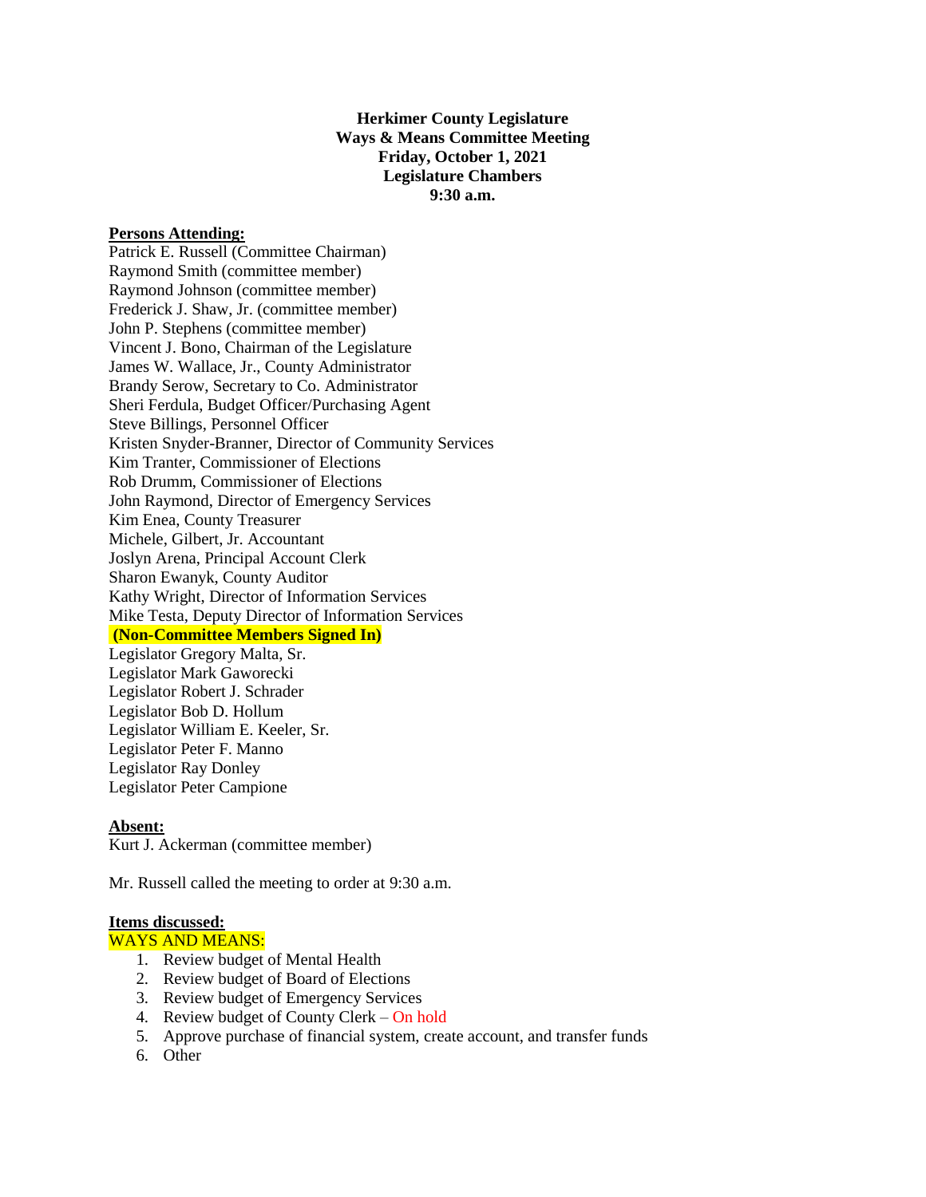**Herkimer County Legislature**
**Ways & Means Committee Meeting**
**Friday, October 1, 2021**
**Legislature Chambers**
**9:30 a.m.**

**Persons Attending:**

Patrick E. Russell (Committee Chairman)
Raymond Smith (committee member)
Raymond Johnson (committee member)
Frederick J. Shaw, Jr. (committee member)
John P. Stephens (committee member)
Vincent J. Bono, Chairman of the Legislature
James W. Wallace, Jr., County Administrator
Brandy Serow, Secretary to Co. Administrator
Sheri Ferdula, Budget Officer/Purchasing Agent
Steve Billings, Personnel Officer
Kristen Snyder-Branner, Director of Community Services
Kim Tranter, Commissioner of Elections
Rob Drumm, Commissioner of Elections
John Raymond, Director of Emergency Services
Kim Enea, County Treasurer
Michele, Gilbert, Jr. Accountant
Joslyn Arena, Principal Account Clerk
Sharon Ewanyk, County Auditor
Kathy Wright, Director of Information Services
Mike Testa, Deputy Director of Information Services

**(Non-Committee Members Signed In)**

Legislator Gregory Malta, Sr.
Legislator Mark Gaworecki
Legislator Robert J. Schrader
Legislator Bob D. Hollum
Legislator William E. Keeler, Sr.
Legislator Peter F. Manno
Legislator Ray Donley
Legislator Peter Campione

**Absent:**

Kurt J. Ackerman (committee member)

Mr. Russell called the meeting to order at 9:30 a.m.

**Items discussed:**

WAYS AND MEANS:

1. Review budget of Mental Health
2. Review budget of Board of Elections
3. Review budget of Emergency Services
4. Review budget of County Clerk – On hold
5. Approve purchase of financial system, create account, and transfer funds
6. Other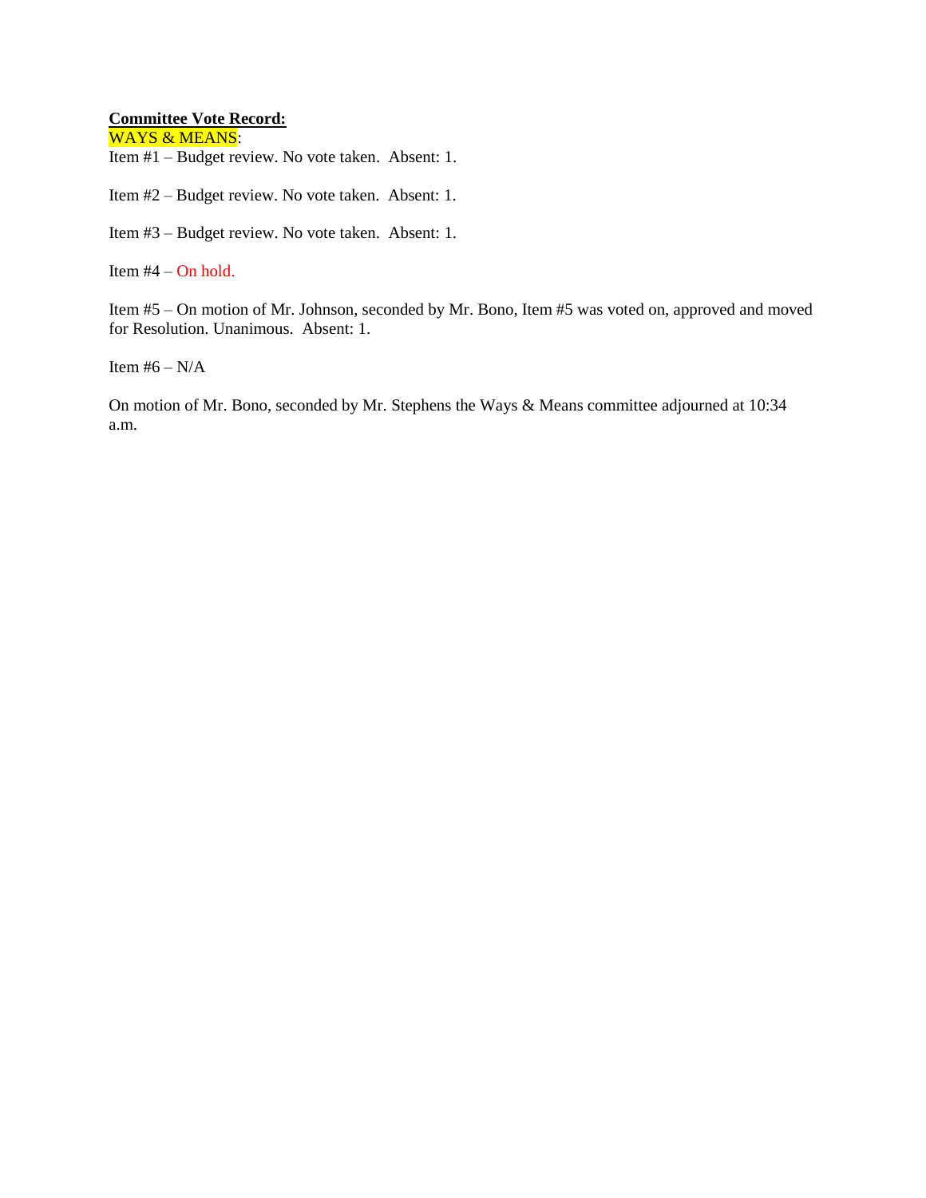**Committee Vote Record:**

WAYS & MEANS:

Item #1 – Budget review. No vote taken. Absent: 1.

Item #2 – Budget review. No vote taken. Absent: 1.

Item #3 – Budget review. No vote taken. Absent: 1.

Item #4 – On hold.

Item #5 – On motion of Mr. Johnson, seconded by Mr. Bono, Item #5 was voted on, approved and moved for Resolution. Unanimous. Absent: 1.

Item #6 – N/A

On motion of Mr. Bono, seconded by Mr. Stephens the Ways & Means committee adjourned at 10:34 a.m.